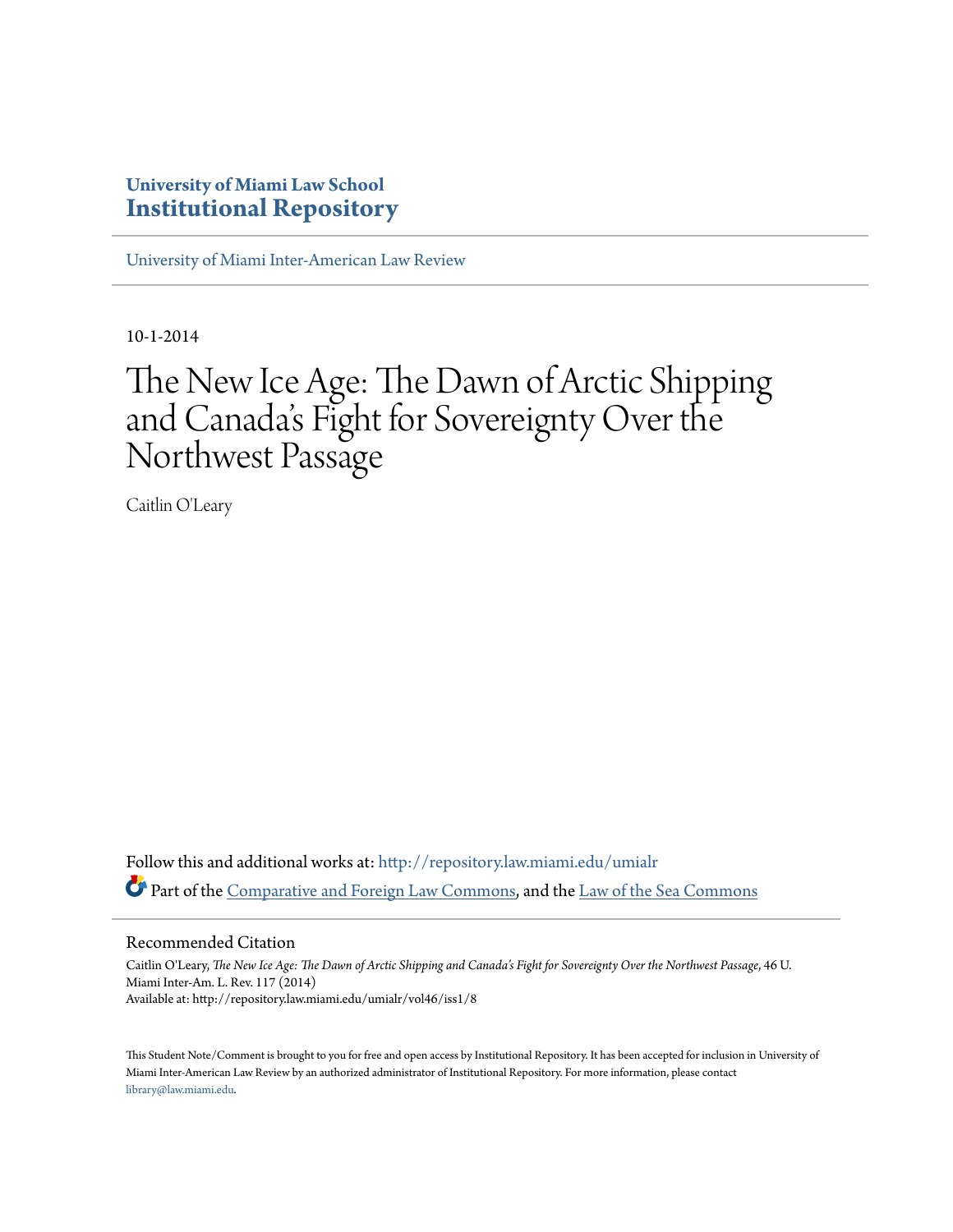**University of Miami Law School**
**Institutional Repository**

University of Miami Inter-American Law Review

10-1-2014

# The New Ice Age: The Dawn of Arctic Shipping and Canada's Fight for Sovereignty Over the Northwest Passage

Caitlin O'Leary

Follow this and additional works at: http://repository.law.miami.edu/umialr

Part of the Comparative and Foreign Law Commons, and the Law of the Sea Commons

## Recommended Citation

Caitlin O'Leary, *The New Ice Age: The Dawn of Arctic Shipping and Canada's Fight for Sovereignty Over the Northwest Passage*, 46 U. Miami Inter-Am. L. Rev. 117 (2014)
Available at: http://repository.law.miami.edu/umialr/vol46/iss1/8

This Student Note/Comment is brought to you for free and open access by Institutional Repository. It has been accepted for inclusion in University of Miami Inter-American Law Review by an authorized administrator of Institutional Repository. For more information, please contact library@law.miami.edu.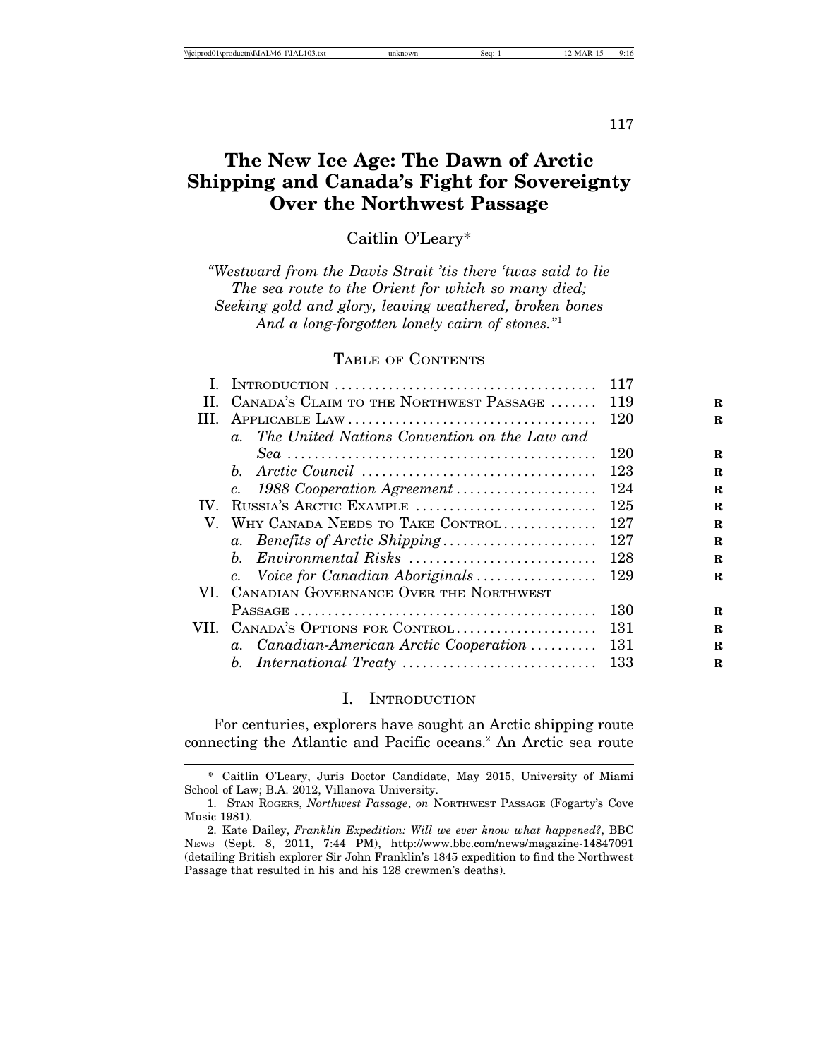# The New Ice Age: The Dawn of Arctic Shipping and Canada's Fight for Sovereignty Over the Northwest Passage

Caitlin O'Leary*

*"Westward from the Davis Strait 'tis there 'twas said to lie*
*The sea route to the Orient for which so many died;*
*Seeking gold and glory, leaving weathered, broken bones*
*And a long-forgotten lonely cairn of stones."*[1]

## Table of Contents

| | | |
|---|---|---|
| I. | Introduction | 117 |
| II. | Canada's Claim to the Northwest Passage | 119 |
| III. | Applicable Law | 120 |
| | *a. The United Nations Convention on the Law and Sea* | 120 |
| | *b. Arctic Council* | 123 |
| | *c. 1988 Cooperation Agreement* | 124 |
| IV. | Russia's Arctic Example | 125 |
| V. | Why Canada Needs to Take Control | 127 |
| | *a. Benefits of Arctic Shipping* | 127 |
| | *b. Environmental Risks* | 128 |
| | *c. Voice for Canadian Aboriginals* | 129 |
| VI. | Canadian Governance Over the Northwest Passage | 130 |
| VII. | Canada's Options for Control | 131 |
| | *a. Canadian-American Arctic Cooperation* | 131 |
| | *b. International Treaty* | 133 |

## I. Introduction

For centuries, explorers have sought an Arctic shipping route connecting the Atlantic and Pacific oceans.[2] An Arctic sea route

---

\* Caitlin O'Leary, Juris Doctor Candidate, May 2015, University of Miami School of Law; B.A. 2012, Villanova University.

1. Stan Rogers, *Northwest Passage*, *on* Northwest Passage (Fogarty's Cove Music 1981).

2. Kate Dailey, *Franklin Expedition: Will we ever know what happened?*, BBC News (Sept. 8, 2011, 7:44 PM), http://www.bbc.com/news/magazine-14847091 (detailing British explorer Sir John Franklin's 1845 expedition to find the Northwest Passage that resulted in his and his 128 crewmen's deaths).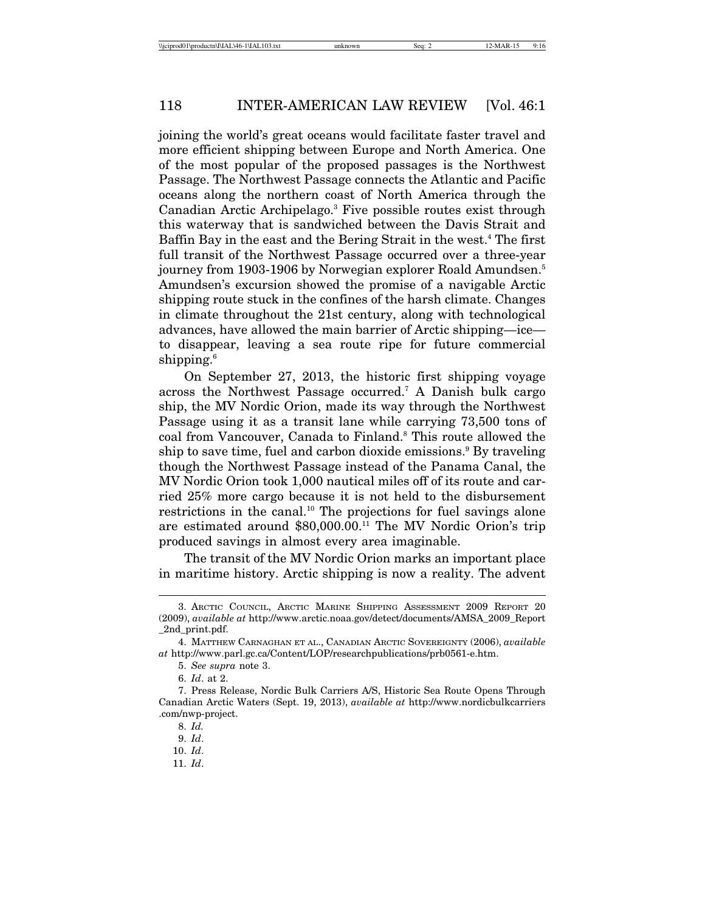joining the world's great oceans would facilitate faster travel and more efficient shipping between Europe and North America. One of the most popular of the proposed passages is the Northwest Passage. The Northwest Passage connects the Atlantic and Pacific oceans along the northern coast of North America through the Canadian Arctic Archipelago.[3] Five possible routes exist through this waterway that is sandwiched between the Davis Strait and Baffin Bay in the east and the Bering Strait in the west.[4] The first full transit of the Northwest Passage occurred over a three-year journey from 1903-1906 by Norwegian explorer Roald Amundsen.[5] Amundsen's excursion showed the promise of a navigable Arctic shipping route stuck in the confines of the harsh climate. Changes in climate throughout the 21st century, along with technological advances, have allowed the main barrier of Arctic shipping—ice—to disappear, leaving a sea route ripe for future commercial shipping.[6]

On September 27, 2013, the historic first shipping voyage across the Northwest Passage occurred.[7] A Danish bulk cargo ship, the MV Nordic Orion, made its way through the Northwest Passage using it as a transit lane while carrying 73,500 tons of coal from Vancouver, Canada to Finland.[8] This route allowed the ship to save time, fuel and carbon dioxide emissions.[9] By traveling though the Northwest Passage instead of the Panama Canal, the MV Nordic Orion took 1,000 nautical miles off of its route and carried 25% more cargo because it is not held to the disbursement restrictions in the canal.[10] The projections for fuel savings alone are estimated around $80,000.00.[11] The MV Nordic Orion's trip produced savings in almost every area imaginable.

The transit of the MV Nordic Orion marks an important place in maritime history. Arctic shipping is now a reality. The advent

---

3. ARCTIC COUNCIL, ARCTIC MARINE SHIPPING ASSESSMENT 2009 REPORT 20 (2009), *available at* http://www.arctic.noaa.gov/detect/documents/AMSA_2009_Report_2nd_print.pdf.

4. MATTHEW CARNAGHAN ET AL., CANADIAN ARCTIC SOVEREIGNTY (2006), *available at* http://www.parl.gc.ca/Content/LOP/researchpublications/prb0561-e.htm.

5. *See supra* note 3.

6. *Id*. at 2.

7. Press Release, Nordic Bulk Carriers A/S, Historic Sea Route Opens Through Canadian Arctic Waters (Sept. 19, 2013), *available at* http://www.nordicbulkcarriers.com/nwp-project.

8. *Id.*

9. *Id*.

10. *Id*.

11. *Id*.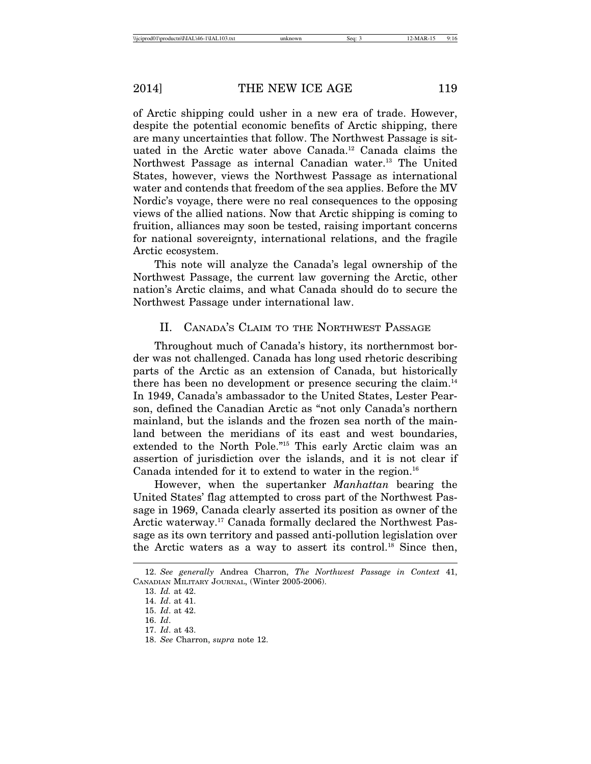of Arctic shipping could usher in a new era of trade. However, despite the potential economic benefits of Arctic shipping, there are many uncertainties that follow. The Northwest Passage is situated in the Arctic water above Canada.[12] Canada claims the Northwest Passage as internal Canadian water.[13] The United States, however, views the Northwest Passage as international water and contends that freedom of the sea applies. Before the MV Nordic's voyage, there were no real consequences to the opposing views of the allied nations. Now that Arctic shipping is coming to fruition, alliances may soon be tested, raising important concerns for national sovereignty, international relations, and the fragile Arctic ecosystem.

This note will analyze the Canada's legal ownership of the Northwest Passage, the current law governing the Arctic, other nation's Arctic claims, and what Canada should do to secure the Northwest Passage under international law.

## II. Canada's Claim to the Northwest Passage

Throughout much of Canada's history, its northernmost border was not challenged. Canada has long used rhetoric describing parts of the Arctic as an extension of Canada, but historically there has been no development or presence securing the claim.[14] In 1949, Canada's ambassador to the United States, Lester Pearson, defined the Canadian Arctic as "not only Canada's northern mainland, but the islands and the frozen sea north of the mainland between the meridians of its east and west boundaries, extended to the North Pole."[15] This early Arctic claim was an assertion of jurisdiction over the islands, and it is not clear if Canada intended for it to extend to water in the region.[16]

However, when the supertanker *Manhattan* bearing the United States' flag attempted to cross part of the Northwest Passage in 1969, Canada clearly asserted its position as owner of the Arctic waterway.[17] Canada formally declared the Northwest Passage as its own territory and passed anti-pollution legislation over the Arctic waters as a way to assert its control.[18] Since then,

---

12. *See generally* Andrea Charron, *The Northwest Passage in Context* 41, Canadian Military Journal, (Winter 2005-2006).

13. *Id.* at 42.

14. *Id*. at 41.

15. *Id*. at 42.

16. *Id*.

17. *Id*. at 43.

18. *See* Charron, *supra* note 12.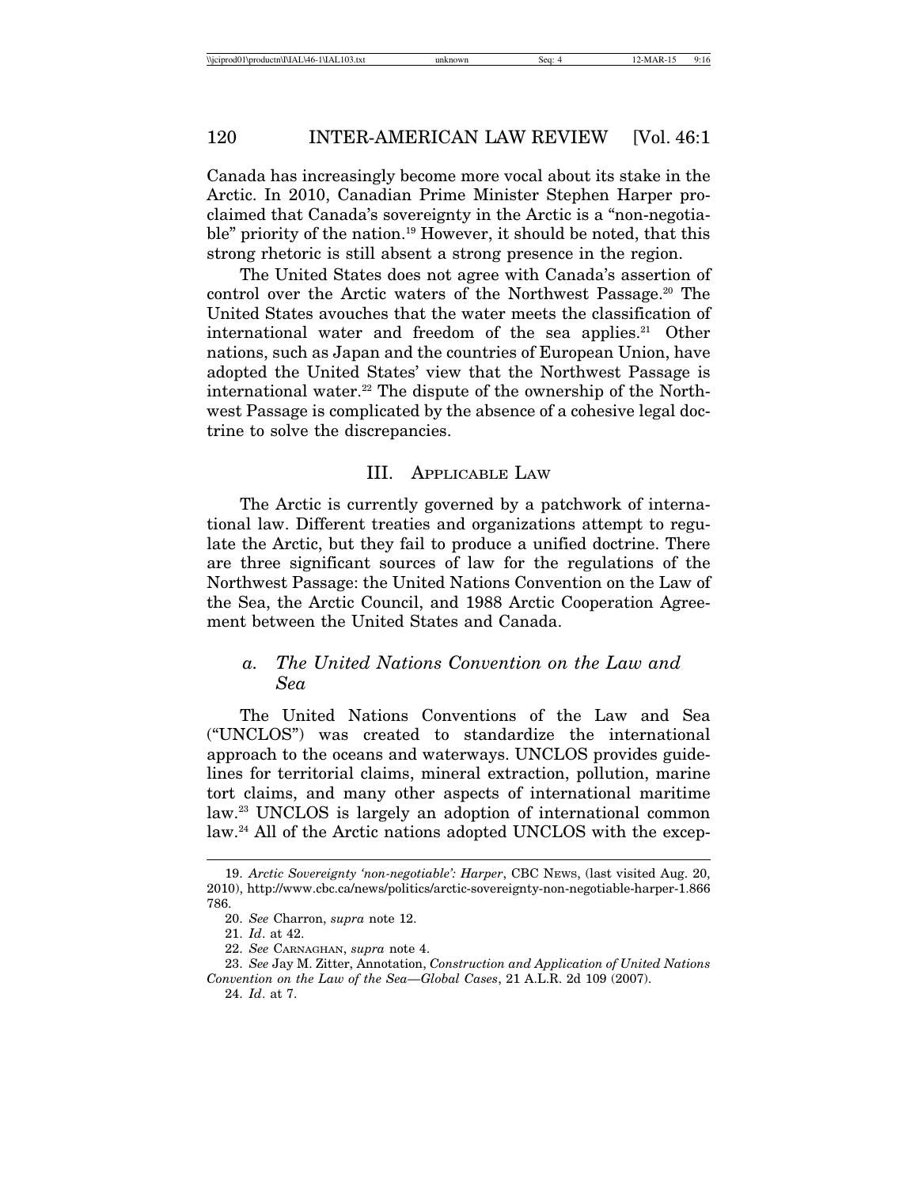Canada has increasingly become more vocal about its stake in the Arctic. In 2010, Canadian Prime Minister Stephen Harper proclaimed that Canada's sovereignty in the Arctic is a "non-negotiable" priority of the nation.[19] However, it should be noted, that this strong rhetoric is still absent a strong presence in the region.

The United States does not agree with Canada's assertion of control over the Arctic waters of the Northwest Passage.[20] The United States avouches that the water meets the classification of international water and freedom of the sea applies.[21] Other nations, such as Japan and the countries of European Union, have adopted the United States' view that the Northwest Passage is international water.[22] The dispute of the ownership of the Northwest Passage is complicated by the absence of a cohesive legal doctrine to solve the discrepancies.

## III. Applicable Law

The Arctic is currently governed by a patchwork of international law. Different treaties and organizations attempt to regulate the Arctic, but they fail to produce a unified doctrine. There are three significant sources of law for the regulations of the Northwest Passage: the United Nations Convention on the Law of the Sea, the Arctic Council, and 1988 Arctic Cooperation Agreement between the United States and Canada.

### *a. The United Nations Convention on the Law and Sea*

The United Nations Conventions of the Law and Sea ("UNCLOS") was created to standardize the international approach to the oceans and waterways. UNCLOS provides guidelines for territorial claims, mineral extraction, pollution, marine tort claims, and many other aspects of international maritime law.[23] UNCLOS is largely an adoption of international common law.[24] All of the Arctic nations adopted UNCLOS with the excep-

---

19. *Arctic Sovereignty 'non-negotiable': Harper*, CBC News, (last visited Aug. 20, 2010), http://www.cbc.ca/news/politics/arctic-sovereignty-non-negotiable-harper-1.866786.

20. *See* Charron, *supra* note 12.

21. *Id*. at 42.

22. *See* Carnaghan, *supra* note 4.

23. *See* Jay M. Zitter, Annotation, *Construction and Application of United Nations Convention on the Law of the Sea—Global Cases*, 21 A.L.R. 2d 109 (2007).

24. *Id*. at 7.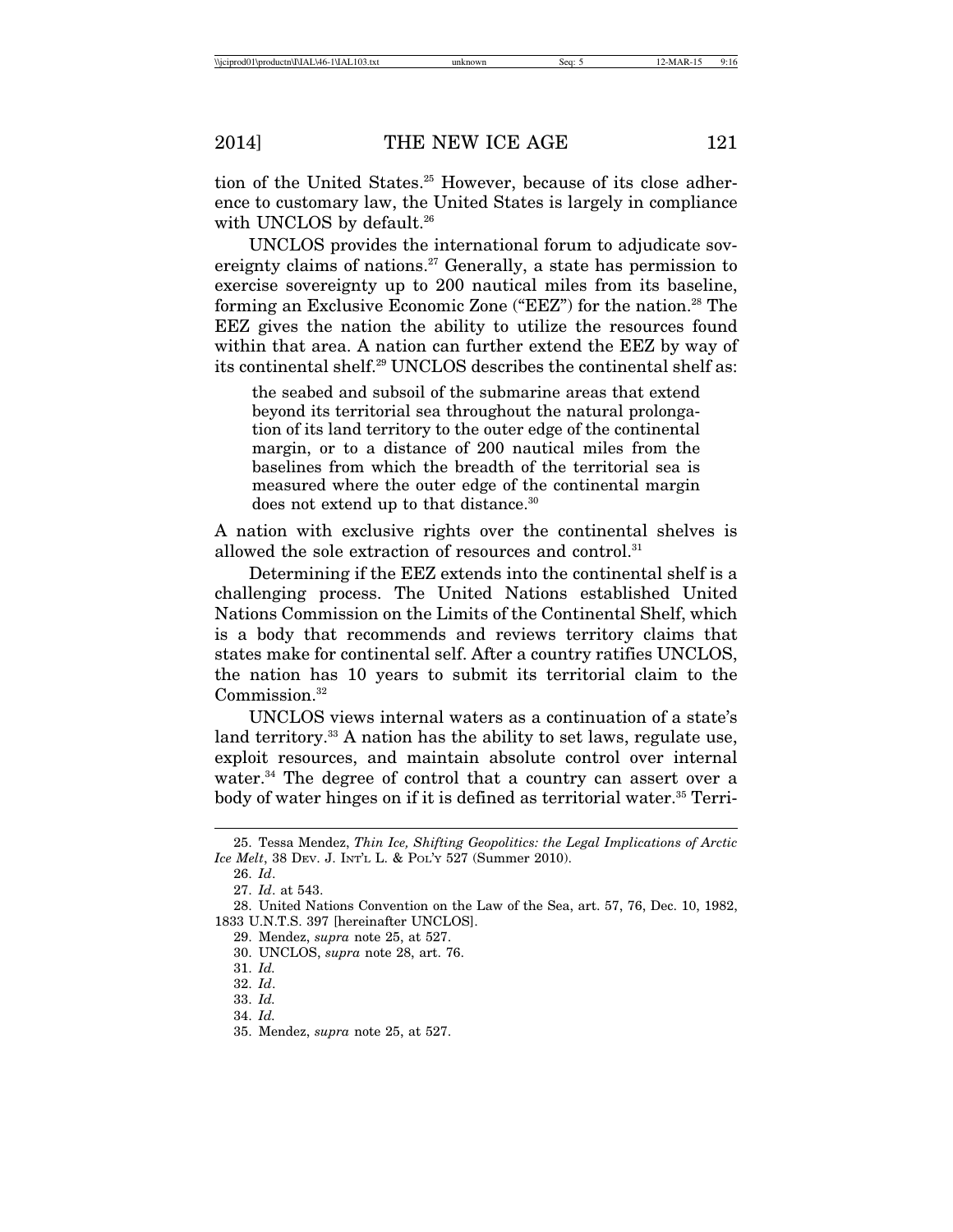tion of the United States.[25] However, because of its close adherence to customary law, the United States is largely in compliance with UNCLOS by default.[26]

UNCLOS provides the international forum to adjudicate sovereignty claims of nations.[27] Generally, a state has permission to exercise sovereignty up to 200 nautical miles from its baseline, forming an Exclusive Economic Zone ("EEZ") for the nation.[28] The EEZ gives the nation the ability to utilize the resources found within that area. A nation can further extend the EEZ by way of its continental shelf.[29] UNCLOS describes the continental shelf as:

> the seabed and subsoil of the submarine areas that extend beyond its territorial sea throughout the natural prolongation of its land territory to the outer edge of the continental margin, or to a distance of 200 nautical miles from the baselines from which the breadth of the territorial sea is measured where the outer edge of the continental margin does not extend up to that distance.[30]

A nation with exclusive rights over the continental shelves is allowed the sole extraction of resources and control.[31]

Determining if the EEZ extends into the continental shelf is a challenging process. The United Nations established United Nations Commission on the Limits of the Continental Shelf, which is a body that recommends and reviews territory claims that states make for continental self. After a country ratifies UNCLOS, the nation has 10 years to submit its territorial claim to the Commission.[32]

UNCLOS views internal waters as a continuation of a state's land territory.[33] A nation has the ability to set laws, regulate use, exploit resources, and maintain absolute control over internal water.[34] The degree of control that a country can assert over a body of water hinges on if it is defined as territorial water.[35] Terri-

---

25. Tessa Mendez, *Thin Ice, Shifting Geopolitics: the Legal Implications of Arctic Ice Melt*, 38 DEV. J. INT'L L. & POL'Y 527 (Summer 2010).

26. *Id*.

27. *Id*. at 543.

28. United Nations Convention on the Law of the Sea, art. 57, 76, Dec. 10, 1982, 1833 U.N.T.S. 397 [hereinafter UNCLOS].

29. Mendez, *supra* note 25, at 527.

30. UNCLOS, *supra* note 28, art. 76.

31. *Id.*

32. *Id*.

33. *Id.*

34. *Id.*

35. Mendez, *supra* note 25, at 527.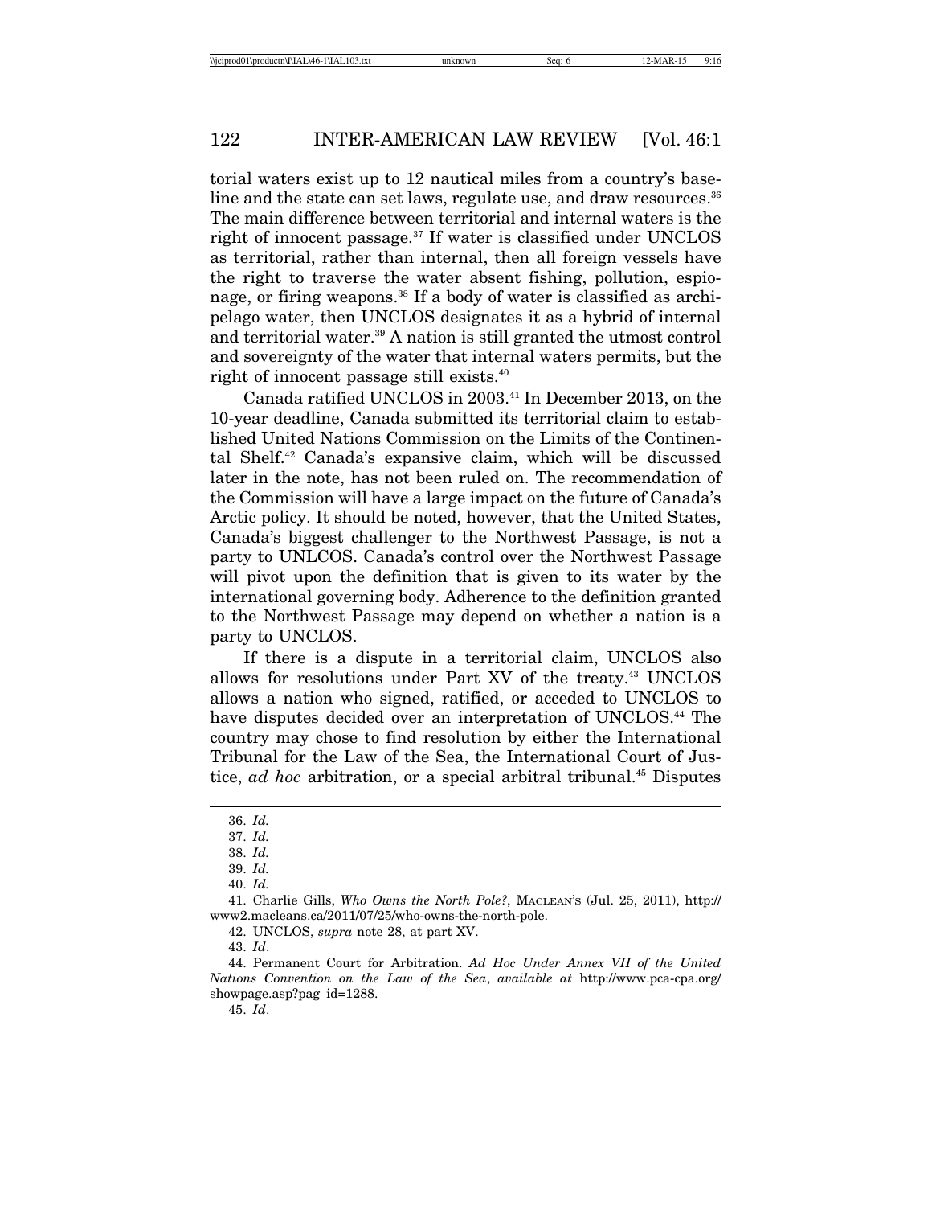torial waters exist up to 12 nautical miles from a country's baseline and the state can set laws, regulate use, and draw resources.[36] The main difference between territorial and internal waters is the right of innocent passage.[37] If water is classified under UNCLOS as territorial, rather than internal, then all foreign vessels have the right to traverse the water absent fishing, pollution, espionage, or firing weapons.[38] If a body of water is classified as archipelago water, then UNCLOS designates it as a hybrid of internal and territorial water.[39] A nation is still granted the utmost control and sovereignty of the water that internal waters permits, but the right of innocent passage still exists.[40]

Canada ratified UNCLOS in 2003.[41] In December 2013, on the 10-year deadline, Canada submitted its territorial claim to established United Nations Commission on the Limits of the Continental Shelf.[42] Canada's expansive claim, which will be discussed later in the note, has not been ruled on. The recommendation of the Commission will have a large impact on the future of Canada's Arctic policy. It should be noted, however, that the United States, Canada's biggest challenger to the Northwest Passage, is not a party to UNLCOS. Canada's control over the Northwest Passage will pivot upon the definition that is given to its water by the international governing body. Adherence to the definition granted to the Northwest Passage may depend on whether a nation is a party to UNCLOS.

If there is a dispute in a territorial claim, UNCLOS also allows for resolutions under Part XV of the treaty.[43] UNCLOS allows a nation who signed, ratified, or acceded to UNCLOS to have disputes decided over an interpretation of UNCLOS.[44] The country may chose to find resolution by either the International Tribunal for the Law of the Sea, the International Court of Justice, *ad hoc* arbitration, or a special arbitral tribunal.[45] Disputes

---

36. *Id.*

37. *Id.*

38. *Id.*

39. *Id.*

40. *Id.*

41. Charlie Gills, *Who Owns the North Pole?*, MACLEAN'S (Jul. 25, 2011), http://www2.macleans.ca/2011/07/25/who-owns-the-north-pole.

42. UNCLOS, *supra* note 28, at part XV.

43. *Id*.

44. Permanent Court for Arbitration. *Ad Hoc Under Annex VII of the United Nations Convention on the Law of the Sea*, *available at* http://www.pca-cpa.org/showpage.asp?pag_id=1288.

45. *Id*.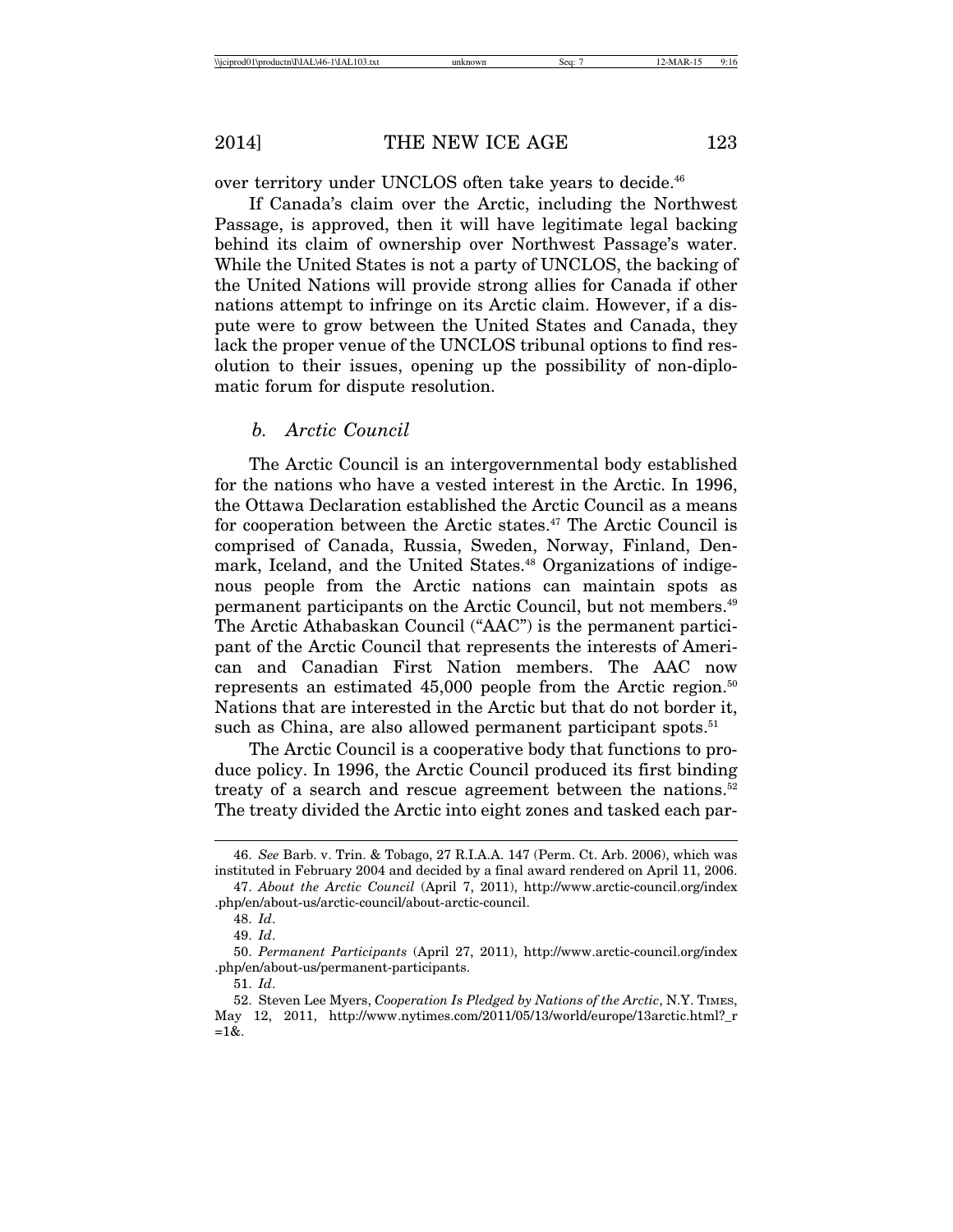over territory under UNCLOS often take years to decide.[46]

If Canada's claim over the Arctic, including the Northwest Passage, is approved, then it will have legitimate legal backing behind its claim of ownership over Northwest Passage's water. While the United States is not a party of UNCLOS, the backing of the United Nations will provide strong allies for Canada if other nations attempt to infringe on its Arctic claim. However, if a dispute were to grow between the United States and Canada, they lack the proper venue of the UNCLOS tribunal options to find resolution to their issues, opening up the possibility of non-diplomatic forum for dispute resolution.

### *b. Arctic Council*

The Arctic Council is an intergovernmental body established for the nations who have a vested interest in the Arctic. In 1996, the Ottawa Declaration established the Arctic Council as a means for cooperation between the Arctic states.[47] The Arctic Council is comprised of Canada, Russia, Sweden, Norway, Finland, Denmark, Iceland, and the United States.[48] Organizations of indigenous people from the Arctic nations can maintain spots as permanent participants on the Arctic Council, but not members.[49] The Arctic Athabaskan Council ("AAC") is the permanent participant of the Arctic Council that represents the interests of American and Canadian First Nation members. The AAC now represents an estimated 45,000 people from the Arctic region.[50] Nations that are interested in the Arctic but that do not border it, such as China, are also allowed permanent participant spots.[51]

The Arctic Council is a cooperative body that functions to produce policy. In 1996, the Arctic Council produced its first binding treaty of a search and rescue agreement between the nations.[52] The treaty divided the Arctic into eight zones and tasked each par-

---

46. *See* Barb. v. Trin. & Tobago, 27 R.I.A.A. 147 (Perm. Ct. Arb. 2006), which was instituted in February 2004 and decided by a final award rendered on April 11, 2006.

47. *About the Arctic Council* (April 7, 2011), http://www.arctic-council.org/index.php/en/about-us/arctic-council/about-arctic-council.

48. *Id*.

49. *Id*.

50. *Permanent Participants* (April 27, 2011), http://www.arctic-council.org/index.php/en/about-us/permanent-participants.

51. *Id*.

52. Steven Lee Myers, *Cooperation Is Pledged by Nations of the Arctic*, N.Y. TIMES, May 12, 2011, http://www.nytimes.com/2011/05/13/world/europe/13arctic.html?_r=1&.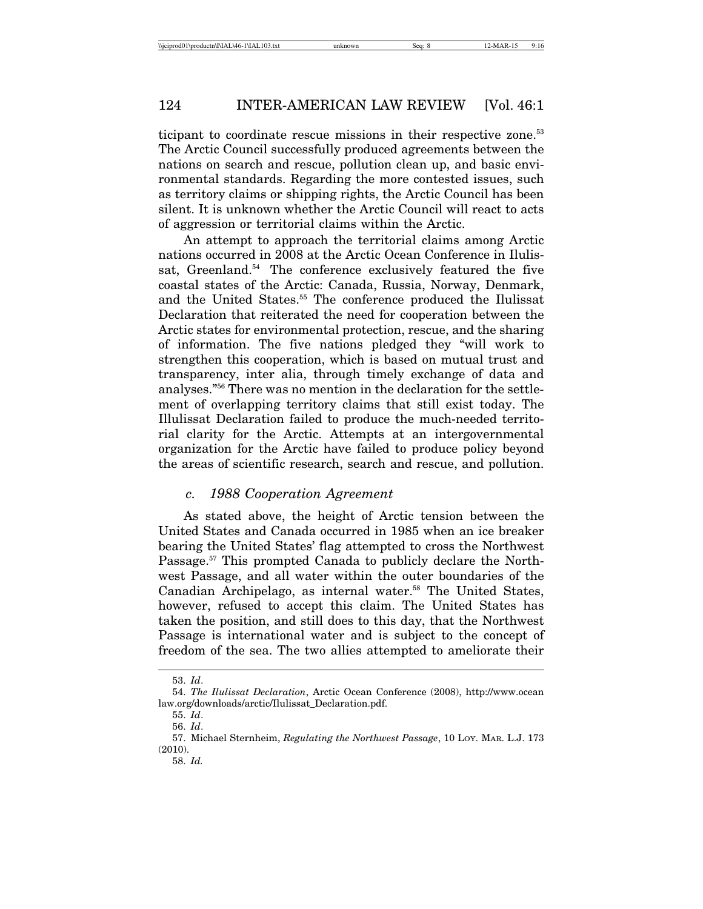ticipant to coordinate rescue missions in their respective zone.[53] The Arctic Council successfully produced agreements between the nations on search and rescue, pollution clean up, and basic environmental standards. Regarding the more contested issues, such as territory claims or shipping rights, the Arctic Council has been silent. It is unknown whether the Arctic Council will react to acts of aggression or territorial claims within the Arctic.

An attempt to approach the territorial claims among Arctic nations occurred in 2008 at the Arctic Ocean Conference in Ilulissat, Greenland.[54] The conference exclusively featured the five coastal states of the Arctic: Canada, Russia, Norway, Denmark, and the United States.[55] The conference produced the Ilulissat Declaration that reiterated the need for cooperation between the Arctic states for environmental protection, rescue, and the sharing of information. The five nations pledged they "will work to strengthen this cooperation, which is based on mutual trust and transparency, inter alia, through timely exchange of data and analyses."[56] There was no mention in the declaration for the settlement of overlapping territory claims that still exist today. The Illulissat Declaration failed to produce the much-needed territorial clarity for the Arctic. Attempts at an intergovernmental organization for the Arctic have failed to produce policy beyond the areas of scientific research, search and rescue, and pollution.

### *c. 1988 Cooperation Agreement*

As stated above, the height of Arctic tension between the United States and Canada occurred in 1985 when an ice breaker bearing the United States' flag attempted to cross the Northwest Passage.[57] This prompted Canada to publicly declare the Northwest Passage, and all water within the outer boundaries of the Canadian Archipelago, as internal water.[58] The United States, however, refused to accept this claim. The United States has taken the position, and still does to this day, that the Northwest Passage is international water and is subject to the concept of freedom of the sea. The two allies attempted to ameliorate their

---

53. *Id*.

54. *The Ilulissat Declaration*, Arctic Ocean Conference (2008), http://www.oceanlaw.org/downloads/arctic/Ilulissat_Declaration.pdf.

55. *Id*.

56. *Id*.

57. Michael Sternheim, *Regulating the Northwest Passage*, 10 LOY. MAR. L.J. 173 (2010).

58. *Id.*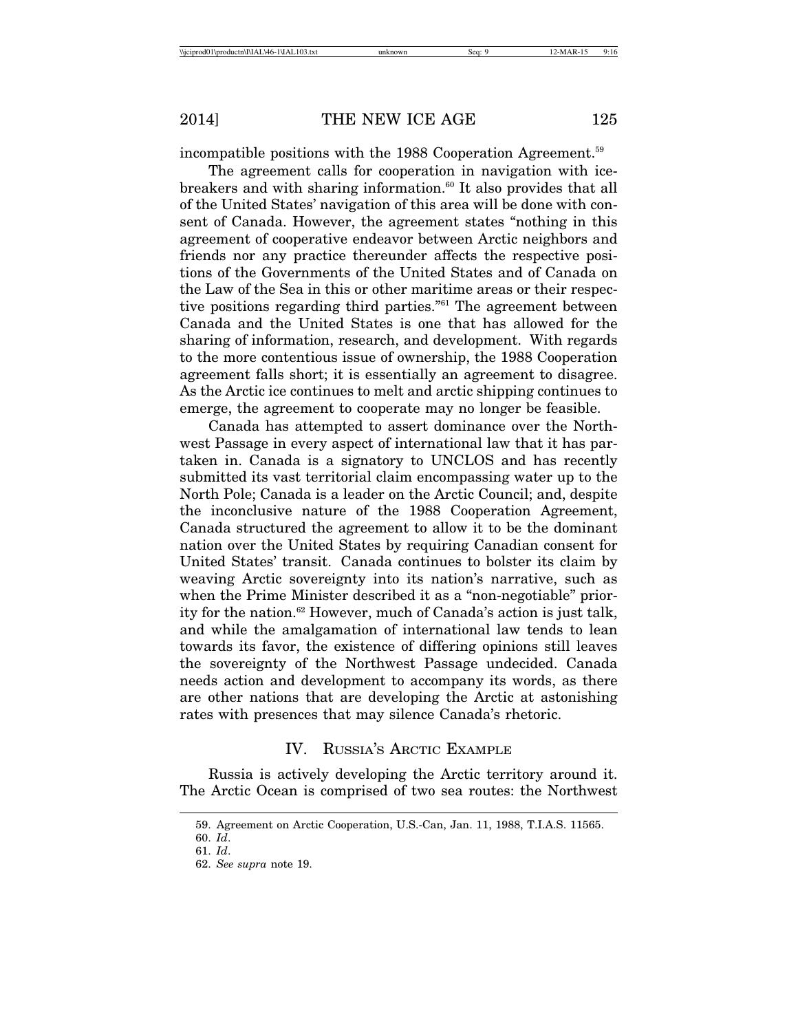incompatible positions with the 1988 Cooperation Agreement.[59]

The agreement calls for cooperation in navigation with icebreakers and with sharing information.[60] It also provides that all of the United States' navigation of this area will be done with consent of Canada. However, the agreement states "nothing in this agreement of cooperative endeavor between Arctic neighbors and friends nor any practice thereunder affects the respective positions of the Governments of the United States and of Canada on the Law of the Sea in this or other maritime areas or their respective positions regarding third parties."[61] The agreement between Canada and the United States is one that has allowed for the sharing of information, research, and development. With regards to the more contentious issue of ownership, the 1988 Cooperation agreement falls short; it is essentially an agreement to disagree. As the Arctic ice continues to melt and arctic shipping continues to emerge, the agreement to cooperate may no longer be feasible.

Canada has attempted to assert dominance over the Northwest Passage in every aspect of international law that it has partaken in. Canada is a signatory to UNCLOS and has recently submitted its vast territorial claim encompassing water up to the North Pole; Canada is a leader on the Arctic Council; and, despite the inconclusive nature of the 1988 Cooperation Agreement, Canada structured the agreement to allow it to be the dominant nation over the United States by requiring Canadian consent for United States' transit. Canada continues to bolster its claim by weaving Arctic sovereignty into its nation's narrative, such as when the Prime Minister described it as a "non-negotiable" priority for the nation.[62] However, much of Canada's action is just talk, and while the amalgamation of international law tends to lean towards its favor, the existence of differing opinions still leaves the sovereignty of the Northwest Passage undecided. Canada needs action and development to accompany its words, as there are other nations that are developing the Arctic at astonishing rates with presences that may silence Canada's rhetoric.

## IV. Russia's Arctic Example

Russia is actively developing the Arctic territory around it. The Arctic Ocean is comprised of two sea routes: the Northwest

---

59. Agreement on Arctic Cooperation, U.S.-Can, Jan. 11, 1988, T.I.A.S. 11565.

60. *Id*.

61. *Id*.

62. *See supra* note 19.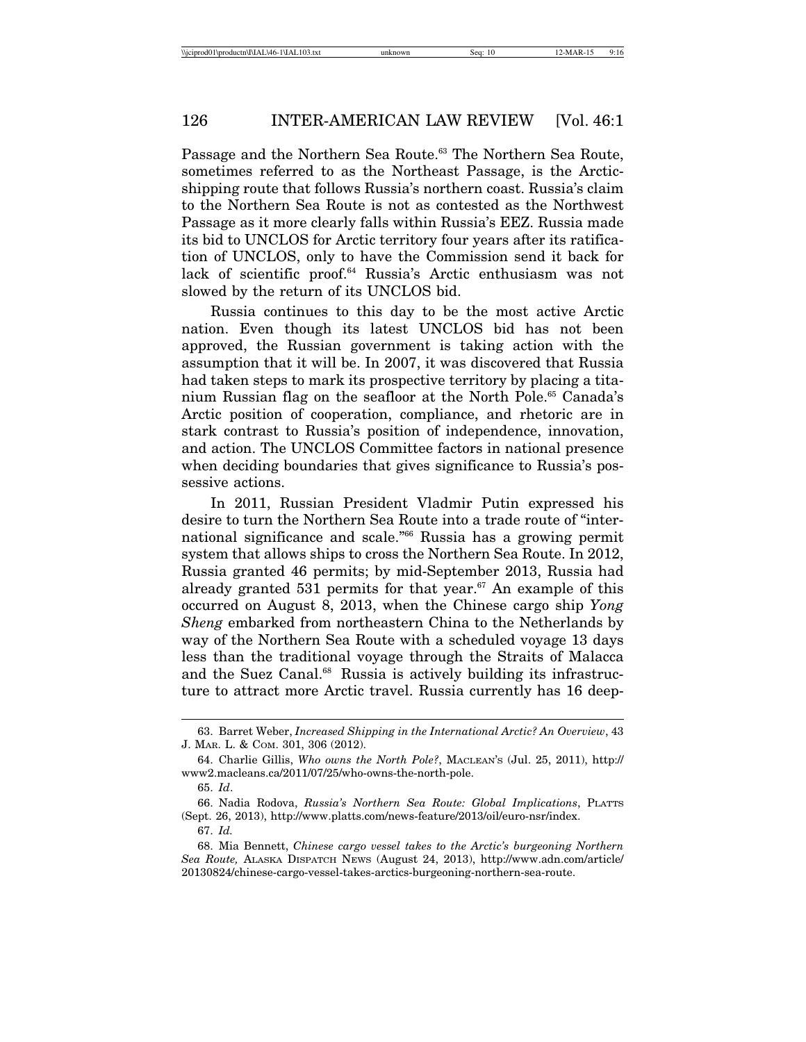Passage and the Northern Sea Route.[63] The Northern Sea Route, sometimes referred to as the Northeast Passage, is the Arctic-shipping route that follows Russia's northern coast. Russia's claim to the Northern Sea Route is not as contested as the Northwest Passage as it more clearly falls within Russia's EEZ. Russia made its bid to UNCLOS for Arctic territory four years after its ratification of UNCLOS, only to have the Commission send it back for lack of scientific proof.[64] Russia's Arctic enthusiasm was not slowed by the return of its UNCLOS bid.

Russia continues to this day to be the most active Arctic nation. Even though its latest UNCLOS bid has not been approved, the Russian government is taking action with the assumption that it will be. In 2007, it was discovered that Russia had taken steps to mark its prospective territory by placing a titanium Russian flag on the seafloor at the North Pole.[65] Canada's Arctic position of cooperation, compliance, and rhetoric are in stark contrast to Russia's position of independence, innovation, and action. The UNCLOS Committee factors in national presence when deciding boundaries that gives significance to Russia's possessive actions.

In 2011, Russian President Vladmir Putin expressed his desire to turn the Northern Sea Route into a trade route of "international significance and scale."[66] Russia has a growing permit system that allows ships to cross the Northern Sea Route. In 2012, Russia granted 46 permits; by mid-September 2013, Russia had already granted 531 permits for that year.[67] An example of this occurred on August 8, 2013, when the Chinese cargo ship *Yong Sheng* embarked from northeastern China to the Netherlands by way of the Northern Sea Route with a scheduled voyage 13 days less than the traditional voyage through the Straits of Malacca and the Suez Canal.[68] Russia is actively building its infrastructure to attract more Arctic travel. Russia currently has 16 deep-

---

63. Barret Weber, *Increased Shipping in the International Arctic? An Overview*, 43 J. MAR. L. & COM. 301, 306 (2012).

64. Charlie Gillis, *Who owns the North Pole?*, MACLEAN'S (Jul. 25, 2011), http://www2.macleans.ca/2011/07/25/who-owns-the-north-pole.

65. *Id*.

66. Nadia Rodova, *Russia's Northern Sea Route: Global Implications*, PLATTS (Sept. 26, 2013), http://www.platts.com/news-feature/2013/oil/euro-nsr/index.

67. *Id.*

68. Mia Bennett, *Chinese cargo vessel takes to the Arctic's burgeoning Northern Sea Route,* ALASKA DISPATCH NEWS (August 24, 2013), http://www.adn.com/article/20130824/chinese-cargo-vessel-takes-arctics-burgeoning-northern-sea-route.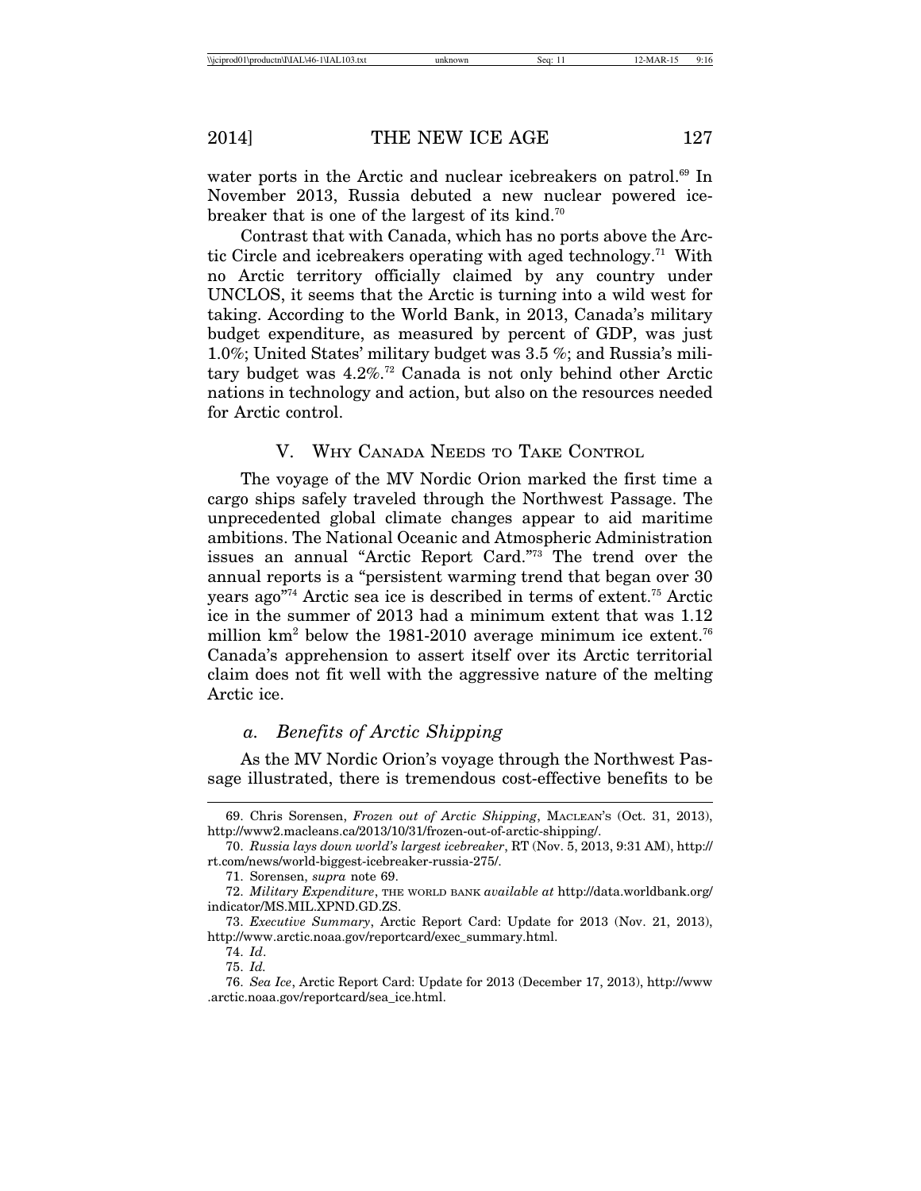water ports in the Arctic and nuclear icebreakers on patrol.[69] In November 2013, Russia debuted a new nuclear powered icebreaker that is one of the largest of its kind.[70]

Contrast that with Canada, which has no ports above the Arctic Circle and icebreakers operating with aged technology.[71] With no Arctic territory officially claimed by any country under UNCLOS, it seems that the Arctic is turning into a wild west for taking. According to the World Bank, in 2013, Canada's military budget expenditure, as measured by percent of GDP, was just 1.0%; United States' military budget was 3.5 %; and Russia's military budget was 4.2%.[72] Canada is not only behind other Arctic nations in technology and action, but also on the resources needed for Arctic control.

## V. Why Canada Needs to Take Control

The voyage of the MV Nordic Orion marked the first time a cargo ships safely traveled through the Northwest Passage. The unprecedented global climate changes appear to aid maritime ambitions. The National Oceanic and Atmospheric Administration issues an annual "Arctic Report Card."[73] The trend over the annual reports is a "persistent warming trend that began over 30 years ago"[74] Arctic sea ice is described in terms of extent.[75] Arctic ice in the summer of 2013 had a minimum extent that was 1.12 million km$^2$ below the 1981-2010 average minimum ice extent.[76] Canada's apprehension to assert itself over its Arctic territorial claim does not fit well with the aggressive nature of the melting Arctic ice.

### *a. Benefits of Arctic Shipping*

As the MV Nordic Orion's voyage through the Northwest Passage illustrated, there is tremendous cost-effective benefits to be

---

69. Chris Sorensen, *Frozen out of Arctic Shipping*, MACLEAN'S (Oct. 31, 2013), http://www2.macleans.ca/2013/10/31/frozen-out-of-arctic-shipping/.

70. *Russia lays down world's largest icebreaker*, RT (Nov. 5, 2013, 9:31 AM), http://rt.com/news/world-biggest-icebreaker-russia-275/.

71. Sorensen, *supra* note 69.

72. *Military Expenditure*, THE WORLD BANK *available at* http://data.worldbank.org/indicator/MS.MIL.XPND.GD.ZS.

73. *Executive Summary*, Arctic Report Card: Update for 2013 (Nov. 21, 2013), http://www.arctic.noaa.gov/reportcard/exec_summary.html.

74. *Id*.

75. *Id.*

76. *Sea Ice*, Arctic Report Card: Update for 2013 (December 17, 2013), http://www.arctic.noaa.gov/reportcard/sea_ice.html.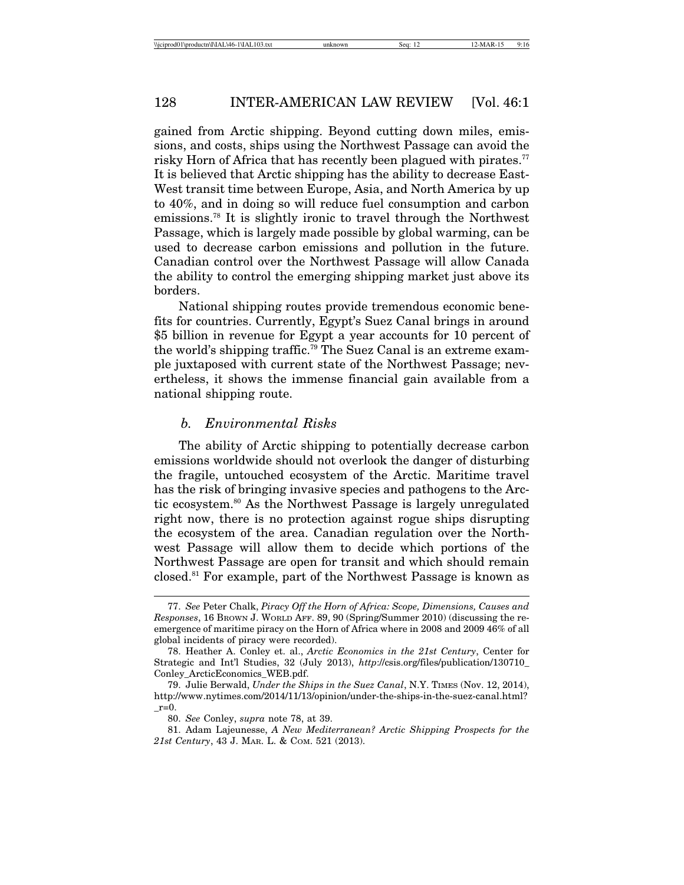gained from Arctic shipping. Beyond cutting down miles, emissions, and costs, ships using the Northwest Passage can avoid the risky Horn of Africa that has recently been plagued with pirates.[77] It is believed that Arctic shipping has the ability to decrease East-West transit time between Europe, Asia, and North America by up to 40%, and in doing so will reduce fuel consumption and carbon emissions.[78] It is slightly ironic to travel through the Northwest Passage, which is largely made possible by global warming, can be used to decrease carbon emissions and pollution in the future. Canadian control over the Northwest Passage will allow Canada the ability to control the emerging shipping market just above its borders.

National shipping routes provide tremendous economic benefits for countries. Currently, Egypt's Suez Canal brings in around $5 billion in revenue for Egypt a year accounts for 10 percent of the world's shipping traffic.[79] The Suez Canal is an extreme example juxtaposed with current state of the Northwest Passage; nevertheless, it shows the immense financial gain available from a national shipping route.

### *b. Environmental Risks*

The ability of Arctic shipping to potentially decrease carbon emissions worldwide should not overlook the danger of disturbing the fragile, untouched ecosystem of the Arctic. Maritime travel has the risk of bringing invasive species and pathogens to the Arctic ecosystem.[80] As the Northwest Passage is largely unregulated right now, there is no protection against rogue ships disrupting the ecosystem of the area. Canadian regulation over the Northwest Passage will allow them to decide which portions of the Northwest Passage are open for transit and which should remain closed.[81] For example, part of the Northwest Passage is known as

---

77. *See* Peter Chalk, *Piracy Off the Horn of Africa: Scope, Dimensions, Causes and Responses*, 16 Brown J. World Aff. 89, 90 (Spring/Summer 2010) (discussing the re-emergence of maritime piracy on the Horn of Africa where in 2008 and 2009 46% of all global incidents of piracy were recorded).

78. Heather A. Conley et. al., *Arctic Economics in the 21st Century*, Center for Strategic and Int'l Studies, 32 (July 2013), *http*://csis.org/files/publication/130710_Conley_ArcticEconomics_WEB.pdf.

79. Julie Berwald, *Under the Ships in the Suez Canal*, N.Y. Times (Nov. 12, 2014), http://www.nytimes.com/2014/11/13/opinion/under-the-ships-in-the-suez-canal.html?_r=0.

80. *See* Conley, *supra* note 78, at 39.

81. Adam Lajeunesse, *A New Mediterranean? Arctic Shipping Prospects for the 21st Century*, 43 J. Mar. L. & Com. 521 (2013).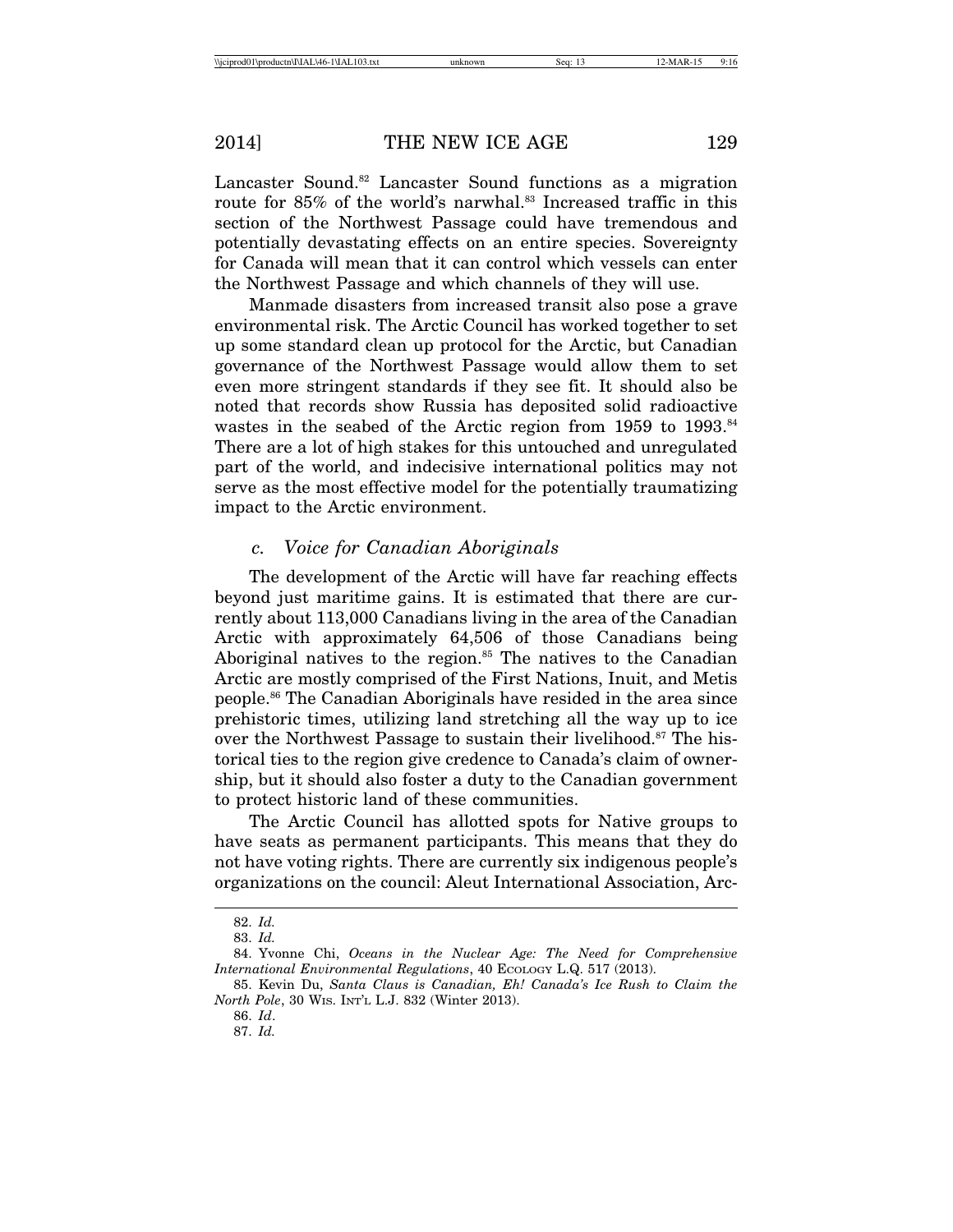Lancaster Sound.[82] Lancaster Sound functions as a migration route for 85% of the world's narwhal.[83] Increased traffic in this section of the Northwest Passage could have tremendous and potentially devastating effects on an entire species. Sovereignty for Canada will mean that it can control which vessels can enter the Northwest Passage and which channels of they will use.

Manmade disasters from increased transit also pose a grave environmental risk. The Arctic Council has worked together to set up some standard clean up protocol for the Arctic, but Canadian governance of the Northwest Passage would allow them to set even more stringent standards if they see fit. It should also be noted that records show Russia has deposited solid radioactive wastes in the seabed of the Arctic region from 1959 to 1993.[84] There are a lot of high stakes for this untouched and unregulated part of the world, and indecisive international politics may not serve as the most effective model for the potentially traumatizing impact to the Arctic environment.

### *c. Voice for Canadian Aboriginals*

The development of the Arctic will have far reaching effects beyond just maritime gains. It is estimated that there are currently about 113,000 Canadians living in the area of the Canadian Arctic with approximately 64,506 of those Canadians being Aboriginal natives to the region.[85] The natives to the Canadian Arctic are mostly comprised of the First Nations, Inuit, and Metis people.[86] The Canadian Aboriginals have resided in the area since prehistoric times, utilizing land stretching all the way up to ice over the Northwest Passage to sustain their livelihood.[87] The historical ties to the region give credence to Canada's claim of ownership, but it should also foster a duty to the Canadian government to protect historic land of these communities.

The Arctic Council has allotted spots for Native groups to have seats as permanent participants. This means that they do not have voting rights. There are currently six indigenous people's organizations on the council: Aleut International Association, Arc-

---

82. *Id.*

83. *Id.*

84. Yvonne Chi, *Oceans in the Nuclear Age: The Need for Comprehensive International Environmental Regulations*, 40 ECOLOGY L.Q. 517 (2013).

85. Kevin Du, *Santa Claus is Canadian, Eh! Canada's Ice Rush to Claim the North Pole*, 30 WIS. INT'L L.J. 832 (Winter 2013).

86. *Id.*

87. *Id.*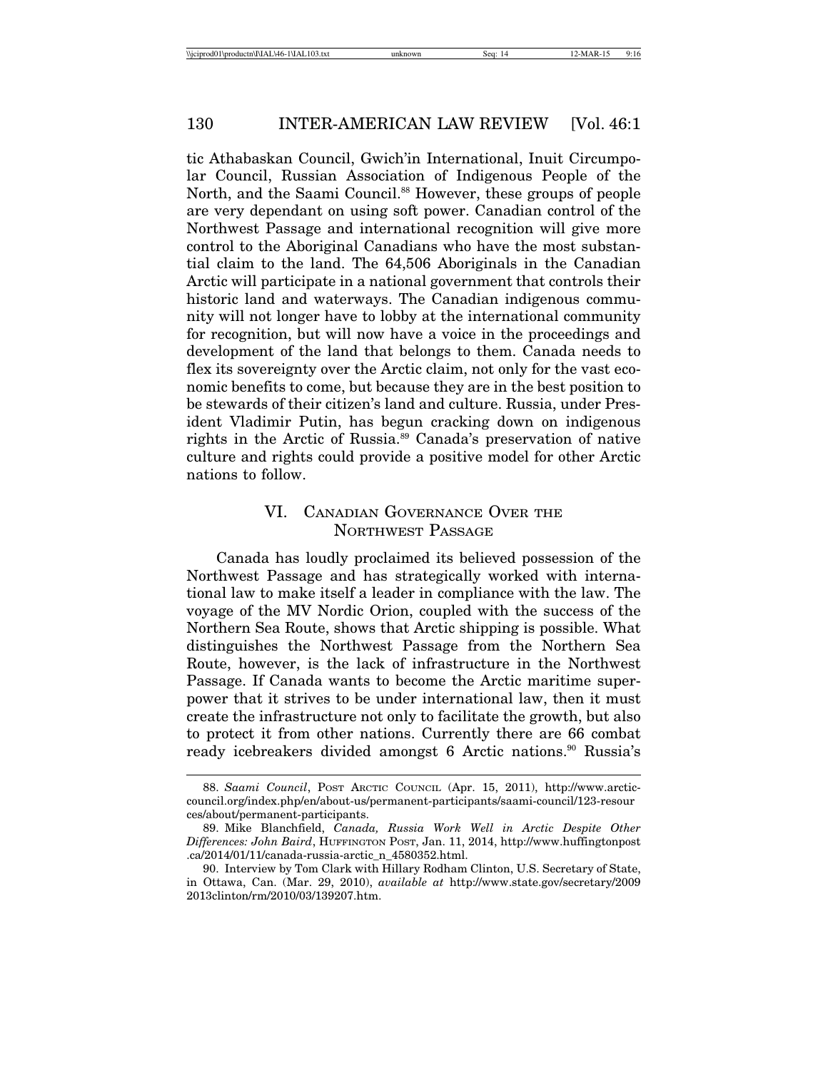tic Athabaskan Council, Gwich'in International, Inuit Circumpolar Council, Russian Association of Indigenous People of the North, and the Saami Council.[88] However, these groups of people are very dependant on using soft power. Canadian control of the Northwest Passage and international recognition will give more control to the Aboriginal Canadians who have the most substantial claim to the land. The 64,506 Aboriginals in the Canadian Arctic will participate in a national government that controls their historic land and waterways. The Canadian indigenous community will not longer have to lobby at the international community for recognition, but will now have a voice in the proceedings and development of the land that belongs to them. Canada needs to flex its sovereignty over the Arctic claim, not only for the vast economic benefits to come, but because they are in the best position to be stewards of their citizen's land and culture. Russia, under President Vladimir Putin, has begun cracking down on indigenous rights in the Arctic of Russia.[89] Canada's preservation of native culture and rights could provide a positive model for other Arctic nations to follow.

## VI. Canadian Governance Over the Northwest Passage

Canada has loudly proclaimed its believed possession of the Northwest Passage and has strategically worked with international law to make itself a leader in compliance with the law. The voyage of the MV Nordic Orion, coupled with the success of the Northern Sea Route, shows that Arctic shipping is possible. What distinguishes the Northwest Passage from the Northern Sea Route, however, is the lack of infrastructure in the Northwest Passage. If Canada wants to become the Arctic maritime superpower that it strives to be under international law, then it must create the infrastructure not only to facilitate the growth, but also to protect it from other nations. Currently there are 66 combat ready icebreakers divided amongst 6 Arctic nations.[90] Russia's

---

88. *Saami Council*, Post Arctic Council (Apr. 15, 2011), http://www.arctic-council.org/index.php/en/about-us/permanent-participants/saami-council/123-resources/about/permanent-participants.

89. Mike Blanchfield, *Canada, Russia Work Well in Arctic Despite Other Differences: John Baird*, Huffington Post, Jan. 11, 2014, http://www.huffingtonpost.ca/2014/01/11/canada-russia-arctic_n_4580352.html.

90. Interview by Tom Clark with Hillary Rodham Clinton, U.S. Secretary of State, in Ottawa, Can. (Mar. 29, 2010), *available at* http://www.state.gov/secretary/20092013clinton/rm/2010/03/139207.htm.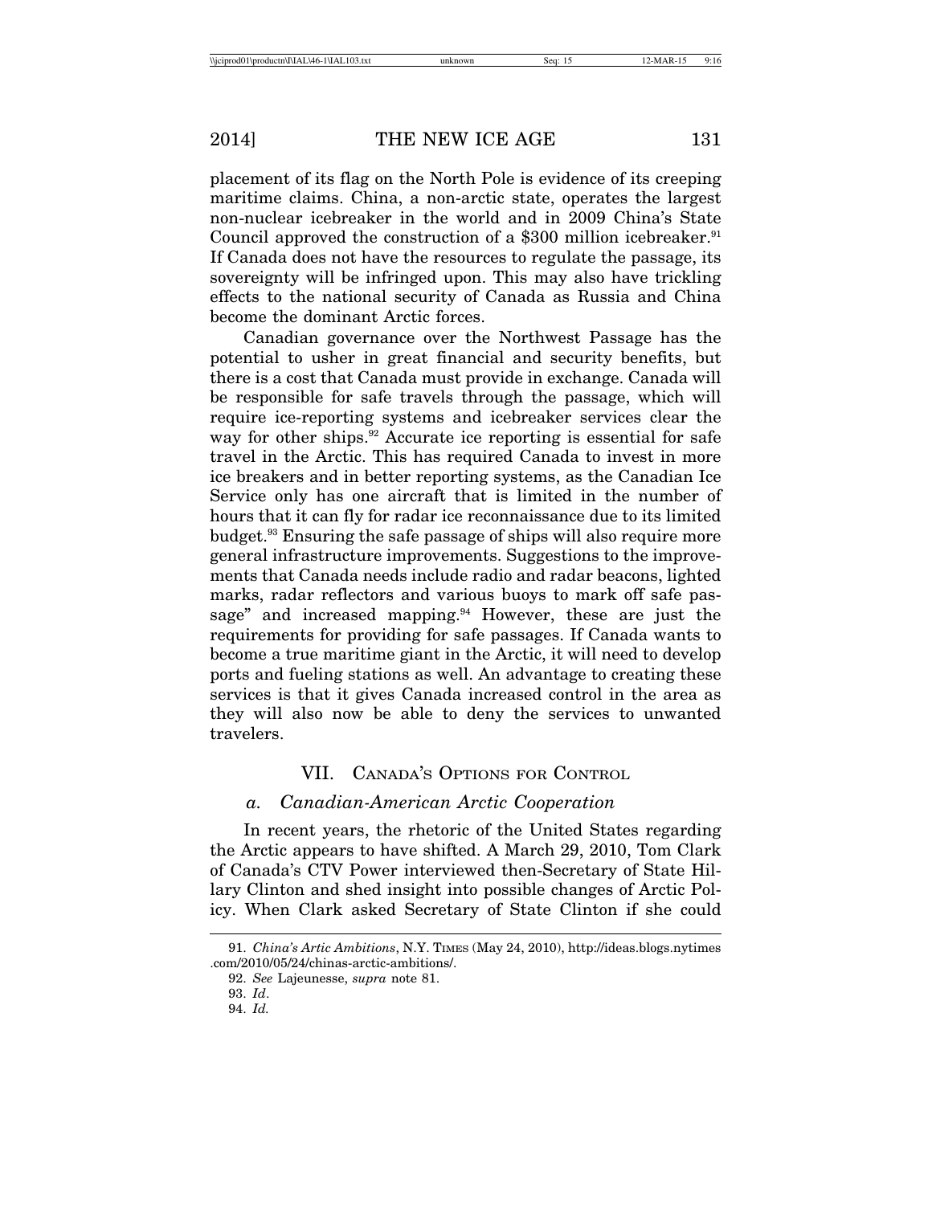placement of its flag on the North Pole is evidence of its creeping maritime claims. China, a non-arctic state, operates the largest non-nuclear icebreaker in the world and in 2009 China's State Council approved the construction of a $300 million icebreaker.[91] If Canada does not have the resources to regulate the passage, its sovereignty will be infringed upon. This may also have trickling effects to the national security of Canada as Russia and China become the dominant Arctic forces.

Canadian governance over the Northwest Passage has the potential to usher in great financial and security benefits, but there is a cost that Canada must provide in exchange. Canada will be responsible for safe travels through the passage, which will require ice-reporting systems and icebreaker services clear the way for other ships.[92] Accurate ice reporting is essential for safe travel in the Arctic. This has required Canada to invest in more ice breakers and in better reporting systems, as the Canadian Ice Service only has one aircraft that is limited in the number of hours that it can fly for radar ice reconnaissance due to its limited budget.[93] Ensuring the safe passage of ships will also require more general infrastructure improvements. Suggestions to the improvements that Canada needs include radio and radar beacons, lighted marks, radar reflectors and various buoys to mark off safe passage" and increased mapping.[94] However, these are just the requirements for providing for safe passages. If Canada wants to become a true maritime giant in the Arctic, it will need to develop ports and fueling stations as well. An advantage to creating these services is that it gives Canada increased control in the area as they will also now be able to deny the services to unwanted travelers.

## VII. Canada's Options for Control

### *a. Canadian-American Arctic Cooperation*

In recent years, the rhetoric of the United States regarding the Arctic appears to have shifted. A March 29, 2010, Tom Clark of Canada's CTV Power interviewed then-Secretary of State Hillary Clinton and shed insight into possible changes of Arctic Policy. When Clark asked Secretary of State Clinton if she could

---

91. *China's Artic Ambitions*, N.Y. Times (May 24, 2010), http://ideas.blogs.nytimes.com/2010/05/24/chinas-arctic-ambitions/.

92. *See* Lajeunesse, *supra* note 81.

93. *Id*.

94. *Id.*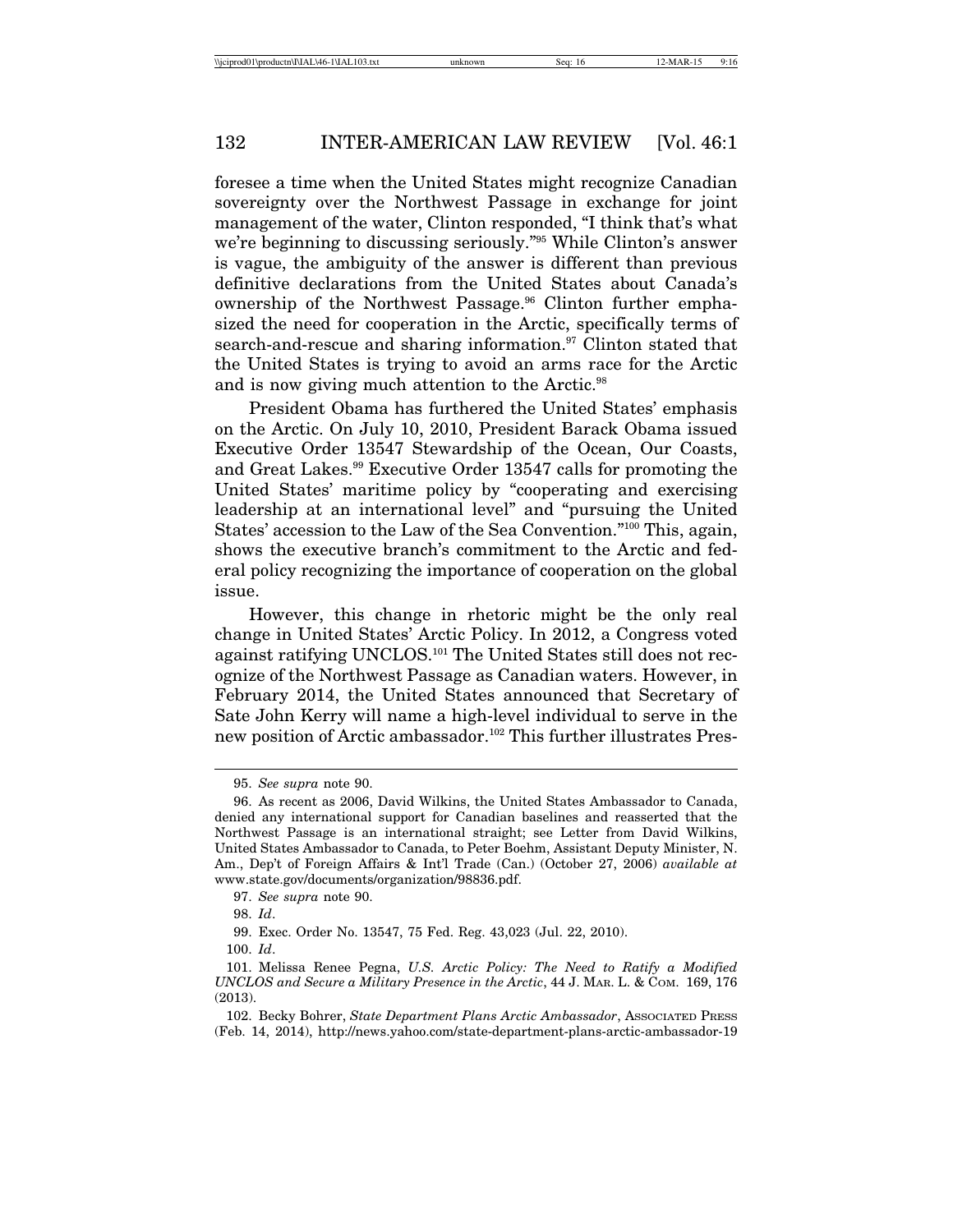foresee a time when the United States might recognize Canadian sovereignty over the Northwest Passage in exchange for joint management of the water, Clinton responded, "I think that's what we're beginning to discussing seriously."[95] While Clinton's answer is vague, the ambiguity of the answer is different than previous definitive declarations from the United States about Canada's ownership of the Northwest Passage.[96] Clinton further emphasized the need for cooperation in the Arctic, specifically terms of search-and-rescue and sharing information.[97] Clinton stated that the United States is trying to avoid an arms race for the Arctic and is now giving much attention to the Arctic.[98]

President Obama has furthered the United States' emphasis on the Arctic. On July 10, 2010, President Barack Obama issued Executive Order 13547 Stewardship of the Ocean, Our Coasts, and Great Lakes.[99] Executive Order 13547 calls for promoting the United States' maritime policy by "cooperating and exercising leadership at an international level" and "pursuing the United States' accession to the Law of the Sea Convention."[100] This, again, shows the executive branch's commitment to the Arctic and federal policy recognizing the importance of cooperation on the global issue.

However, this change in rhetoric might be the only real change in United States' Arctic Policy. In 2012, a Congress voted against ratifying UNCLOS.[101] The United States still does not recognize of the Northwest Passage as Canadian waters. However, in February 2014, the United States announced that Secretary of Sate John Kerry will name a high-level individual to serve in the new position of Arctic ambassador.[102] This further illustrates Pres-

---

95. *See supra* note 90.

96. As recent as 2006, David Wilkins, the United States Ambassador to Canada, denied any international support for Canadian baselines and reasserted that the Northwest Passage is an international straight; see Letter from David Wilkins, United States Ambassador to Canada, to Peter Boehm, Assistant Deputy Minister, N. Am., Dep't of Foreign Affairs & Int'l Trade (Can.) (October 27, 2006) *available at* www.state.gov/documents/organization/98836.pdf.

97. *See supra* note 90.

98. *Id*.

99. Exec. Order No. 13547, 75 Fed. Reg. 43,023 (Jul. 22, 2010).

100. *Id*.

101. Melissa Renee Pegna, *U.S. Arctic Policy: The Need to Ratify a Modified UNCLOS and Secure a Military Presence in the Arctic*, 44 J. MAR. L. & COM. 169, 176 (2013).

102. Becky Bohrer, *State Department Plans Arctic Ambassador*, ASSOCIATED PRESS (Feb. 14, 2014), http://news.yahoo.com/state-department-plans-arctic-ambassador-19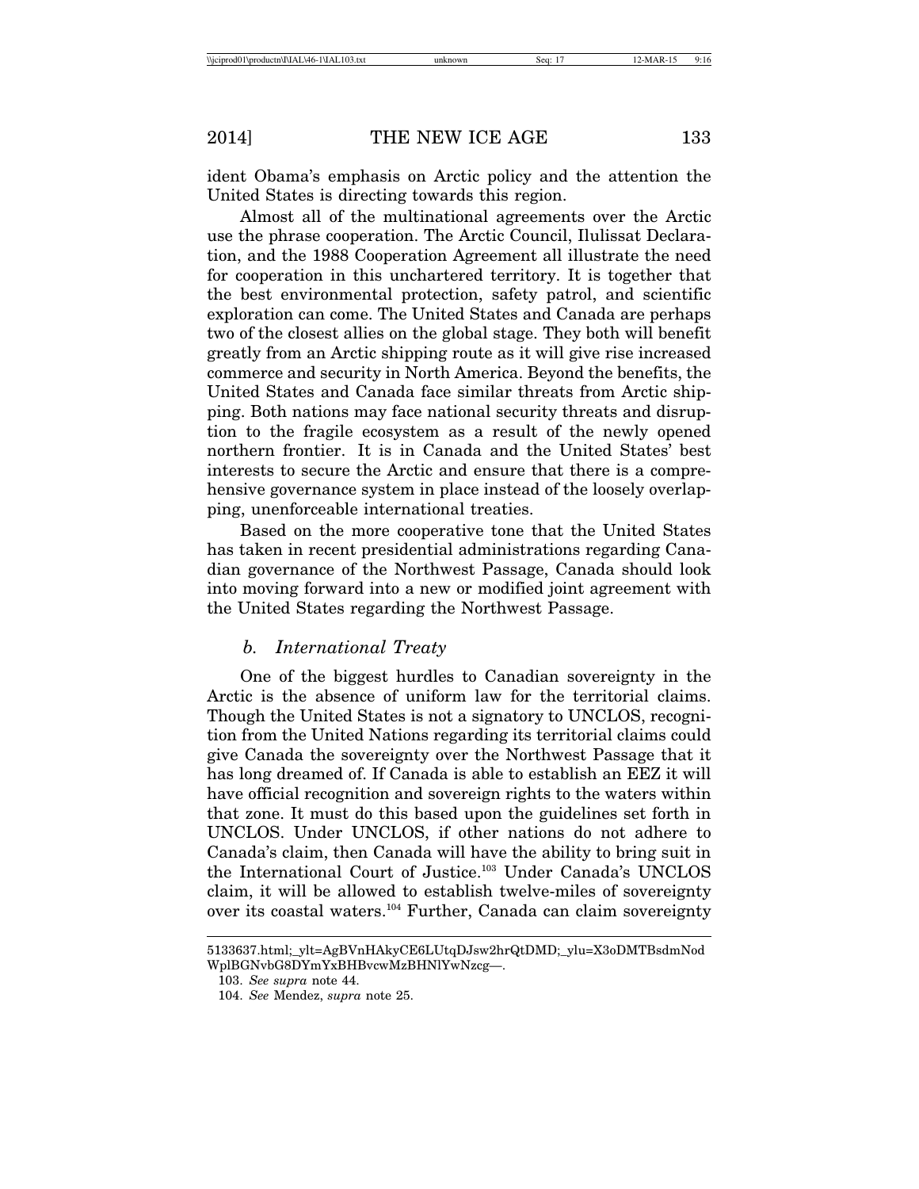ident Obama's emphasis on Arctic policy and the attention the United States is directing towards this region.

Almost all of the multinational agreements over the Arctic use the phrase cooperation. The Arctic Council, Ilulissat Declaration, and the 1988 Cooperation Agreement all illustrate the need for cooperation in this unchartered territory. It is together that the best environmental protection, safety patrol, and scientific exploration can come. The United States and Canada are perhaps two of the closest allies on the global stage. They both will benefit greatly from an Arctic shipping route as it will give rise increased commerce and security in North America. Beyond the benefits, the United States and Canada face similar threats from Arctic shipping. Both nations may face national security threats and disruption to the fragile ecosystem as a result of the newly opened northern frontier. It is in Canada and the United States' best interests to secure the Arctic and ensure that there is a comprehensive governance system in place instead of the loosely overlapping, unenforceable international treaties.

Based on the more cooperative tone that the United States has taken in recent presidential administrations regarding Canadian governance of the Northwest Passage, Canada should look into moving forward into a new or modified joint agreement with the United States regarding the Northwest Passage.

### *b. International Treaty*

One of the biggest hurdles to Canadian sovereignty in the Arctic is the absence of uniform law for the territorial claims. Though the United States is not a signatory to UNCLOS, recognition from the United Nations regarding its territorial claims could give Canada the sovereignty over the Northwest Passage that it has long dreamed of. If Canada is able to establish an EEZ it will have official recognition and sovereign rights to the waters within that zone. It must do this based upon the guidelines set forth in UNCLOS. Under UNCLOS, if other nations do not adhere to Canada's claim, then Canada will have the ability to bring suit in the International Court of Justice.[103] Under Canada's UNCLOS claim, it will be allowed to establish twelve-miles of sovereignty over its coastal waters.[104] Further, Canada can claim sovereignty

---

5133637.html;_ylt=AgBVnHAkyCE6LUtqDJsw2hrQtDMD;_ylu=X3oDMTBsdmNodWplBGNvbG8DYmYxBHBvcwMzBHNlYwNzcg—.

103. *See supra* note 44.

104. *See* Mendez, *supra* note 25.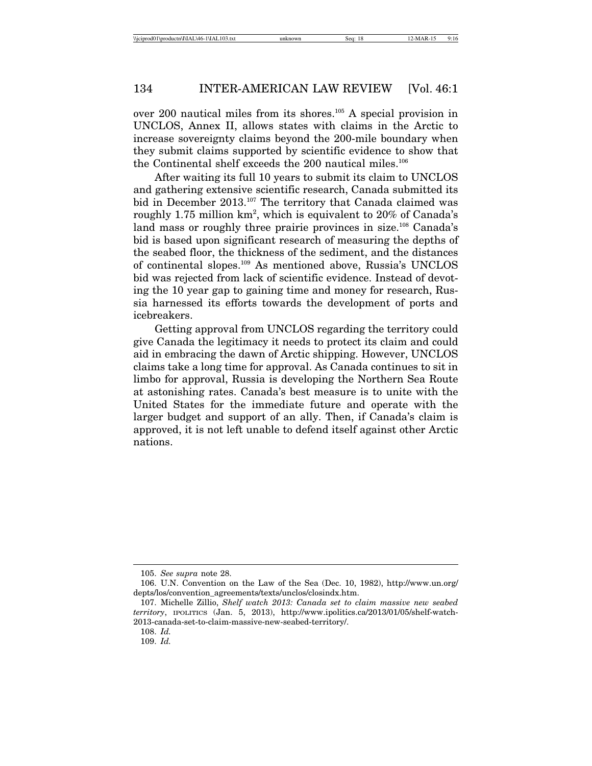over 200 nautical miles from its shores.[105] A special provision in UNCLOS, Annex II, allows states with claims in the Arctic to increase sovereignty claims beyond the 200-mile boundary when they submit claims supported by scientific evidence to show that the Continental shelf exceeds the 200 nautical miles.[106]

After waiting its full 10 years to submit its claim to UNCLOS and gathering extensive scientific research, Canada submitted its bid in December 2013.[107] The territory that Canada claimed was roughly 1.75 million km$^2$, which is equivalent to 20% of Canada's land mass or roughly three prairie provinces in size.[108] Canada's bid is based upon significant research of measuring the depths of the seabed floor, the thickness of the sediment, and the distances of continental slopes.[109] As mentioned above, Russia's UNCLOS bid was rejected from lack of scientific evidence. Instead of devoting the 10 year gap to gaining time and money for research, Russia harnessed its efforts towards the development of ports and icebreakers.

Getting approval from UNCLOS regarding the territory could give Canada the legitimacy it needs to protect its claim and could aid in embracing the dawn of Arctic shipping. However, UNCLOS claims take a long time for approval. As Canada continues to sit in limbo for approval, Russia is developing the Northern Sea Route at astonishing rates. Canada's best measure is to unite with the United States for the immediate future and operate with the larger budget and support of an ally. Then, if Canada's claim is approved, it is not left unable to defend itself against other Arctic nations.

---

105. *See supra* note 28.

106. U.N. Convention on the Law of the Sea (Dec. 10, 1982), http://www.un.org/depts/los/convention_agreements/texts/unclos/closindx.htm.

107. Michelle Zillio, *Shelf watch 2013: Canada set to claim massive new seabed territory*, IPOLITICS (Jan. 5, 2013), http://www.ipolitics.ca/2013/01/05/shelf-watch-2013-canada-set-to-claim-massive-new-seabed-territory/.

108. *Id.*

109. *Id.*